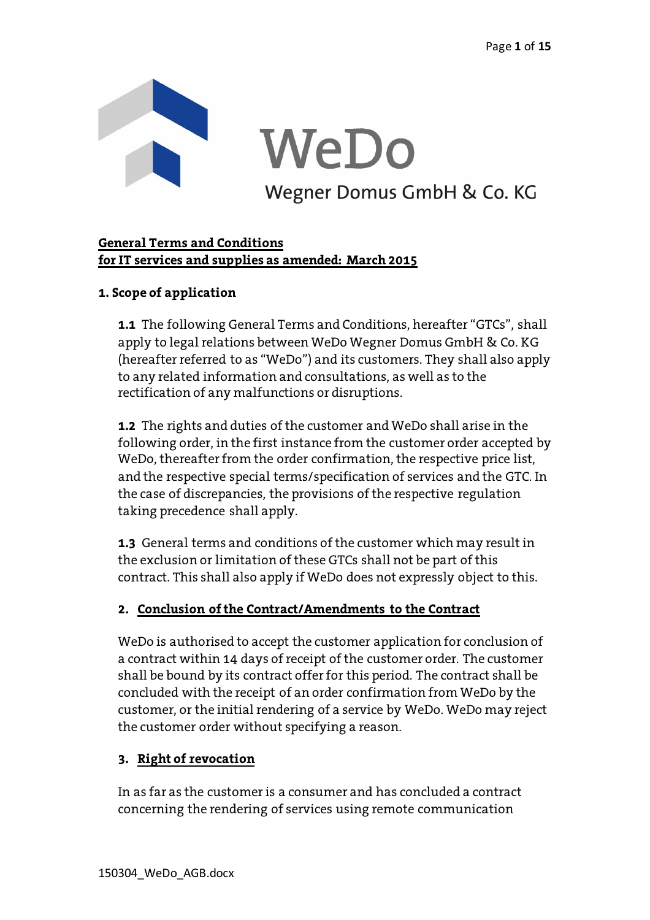WeDo

Wegner Domus GmbH & Co. KG

## General Terms and Conditions for IT services and supplies as amended: March 2015

### 1. Scope of application

**1.1** The following General Terms and Conditions, hereafter "GTCs", shall apply to legal relations between WeDo Wegner Domus GmbH & Co. KG (hereafter referred to as "WeDo") and its customers. They shall also apply to any related information and consultations, as well as to the rectification of any malfunctions or disruptions.

**1.2** The rights and duties of the customer and WeDo shall arise in the following order, in the first instance from the customer order accepted by WeDo, thereafter from the order confirmation, the respective price list, and the respective special terms/specification of services and the GTC. In the case of discrepancies, the provisions of the respective regulation taking precedence shall apply.

**1.3** General terms and conditions of the customer which may result in the exclusion or limitation of these GTCs shall not be part of this contract. This shall also apply if WeDo does not expressly object to this.

### 2. Conclusion of the Contract/Amendments to the Contract

WeDo is authorised to accept the customer application for conclusion of a contract within 14 days of receipt of the customer order. The customer shall be bound by its contract offer for this period. The contract shall be concluded with the receipt of an order confirmation from WeDo by the customer, or the initial rendering of a service by WeDo. WeDo may reject the customer order without specifying a reason.

### 3. Right of revocation

In as far as the customer is a consumer and has concluded a contract concerning the rendering of services using remote communication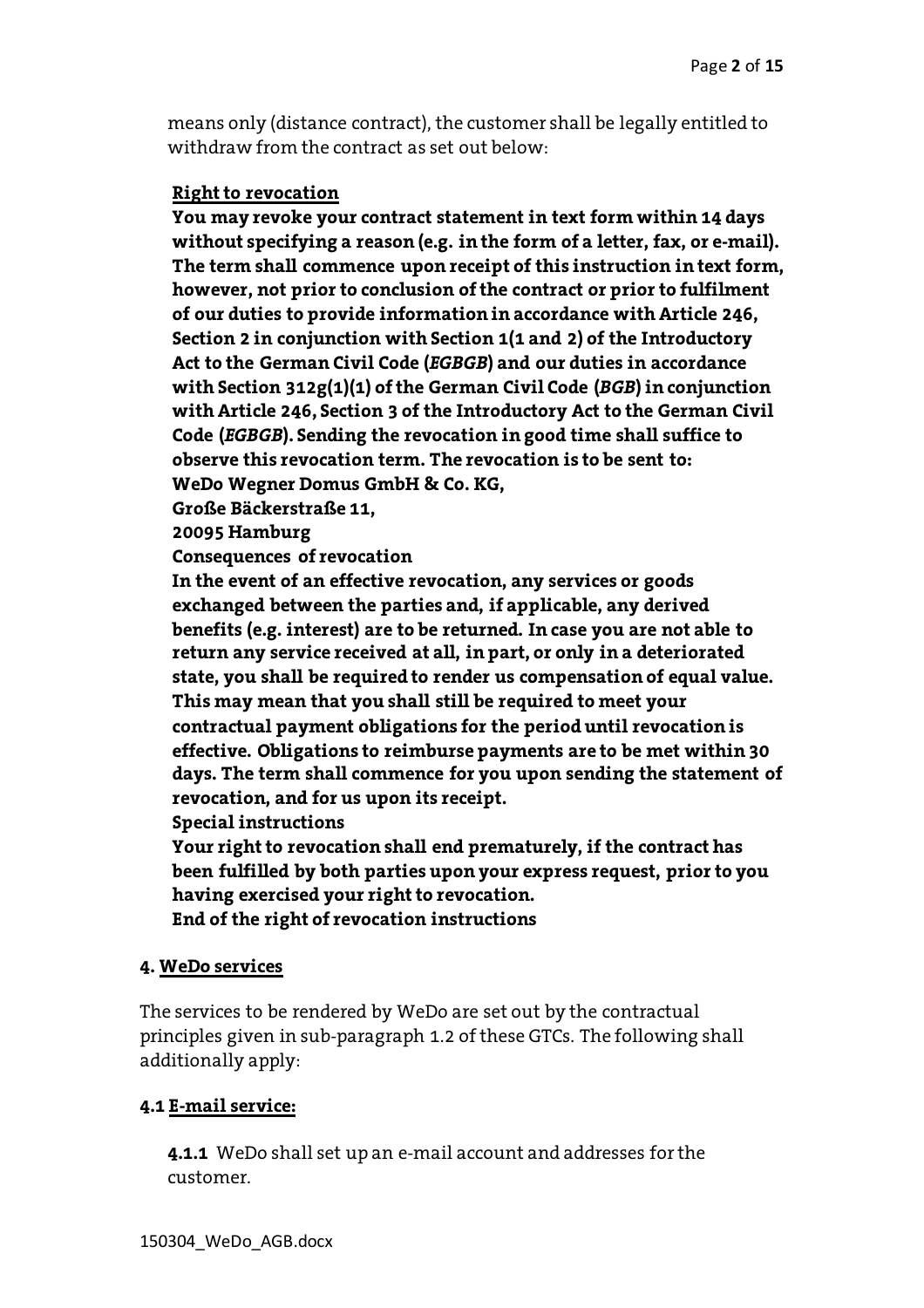means only (distance contract), the customer shall be legally entitled to withdraw from the contract as set out below:

**<u>Right to revocation</u>**

**You may revoke your contract statement in text form within 14 days without specifying a reason (e.g. in the form of a letter, fax, or e-mail). The term shall commence upon receipt of this instruction in text form, however, not prior to conclusion of the contract or prior to fulfilment of our duties to provide information in accordance with Article 246, Section 2 in conjunction with Section 1(1 and 2) of the Introductory Act to the German Civil Code (*EGBGB*) and our duties in accordance with Section 312g(1)(1) of the German Civil Code (*BGB*) in conjunction with Article 246, Section 3 of the Introductory Act to the German Civil Code (*EGBGB*). Sending the revocation in good time shall suffice to observe this revocation term. The revocation is to be sent to:**
**WeDo Wegner Domus GmbH & Co. KG,**
**Große Bäckerstraße 11,**
**20095 Hamburg**

**Consequences of revocation**

**In the event of an effective revocation, any services or goods exchanged between the parties and, if applicable, any derived benefits (e.g. interest) are to be returned. In case you are not able to return any service received at all, in part, or only in a deteriorated state, you shall be required to render us compensation of equal value. This may mean that you shall still be required to meet your contractual payment obligations for the period until revocation is effective. Obligations to reimburse payments are to be met within 30 days. The term shall commence for you upon sending the statement of revocation, and for us upon its receipt.**

**Special instructions**

**Your right to revocation shall end prematurely, if the contract has been fulfilled by both parties upon your express request, prior to you having exercised your right to revocation.**

**End of the right of revocation instructions**

## 4. <u>WeDo services</u>

The services to be rendered by WeDo are set out by the contractual principles given in sub-paragraph 1.2 of these GTCs. The following shall additionally apply:

### 4.1 <u>E-mail service:</u>

**4.1.1** WeDo shall set up an e-mail account and addresses for the customer.

150304_WeDo_AGB.docx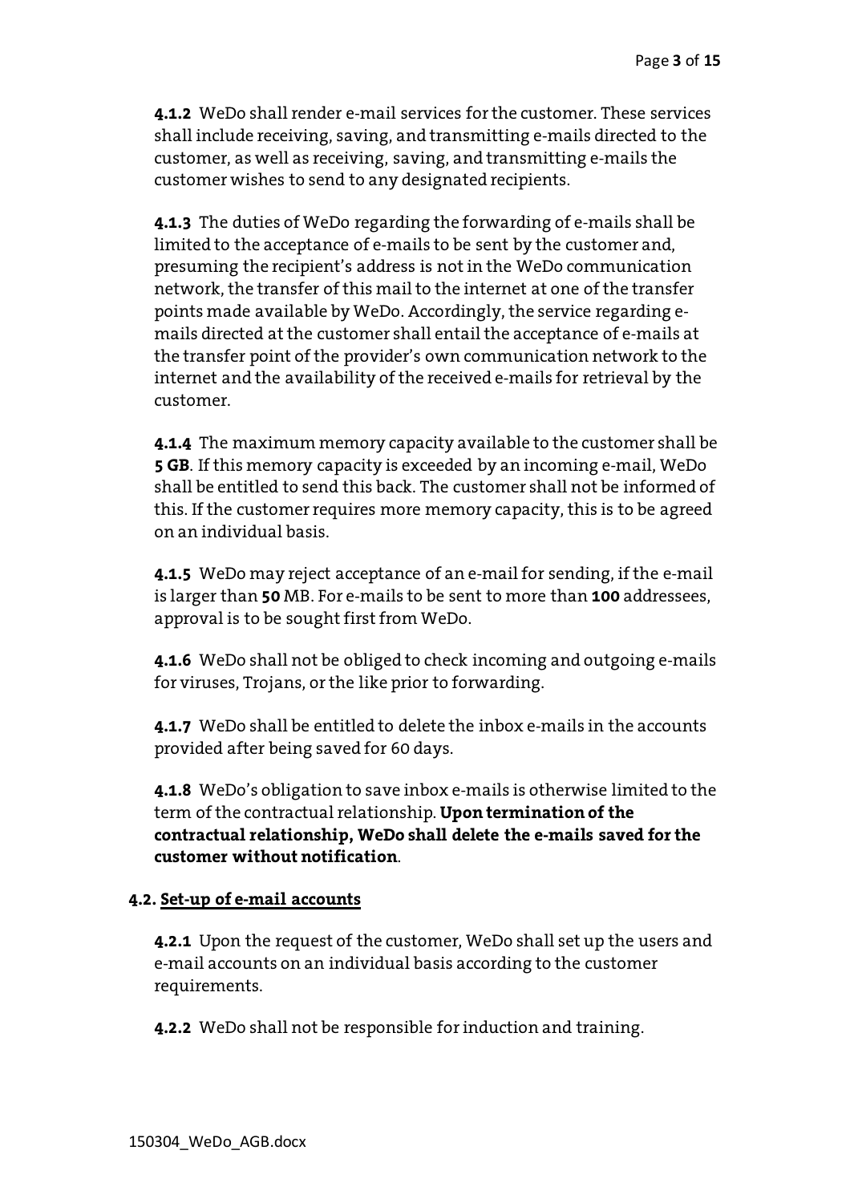**4.1.2** WeDo shall render e-mail services for the customer. These services shall include receiving, saving, and transmitting e-mails directed to the customer, as well as receiving, saving, and transmitting e-mails the customer wishes to send to any designated recipients.

**4.1.3** The duties of WeDo regarding the forwarding of e-mails shall be limited to the acceptance of e-mails to be sent by the customer and, presuming the recipient's address is not in the WeDo communication network, the transfer of this mail to the internet at one of the transfer points made available by WeDo. Accordingly, the service regarding e-mails directed at the customer shall entail the acceptance of e-mails at the transfer point of the provider's own communication network to the internet and the availability of the received e-mails for retrieval by the customer.

**4.1.4** The maximum memory capacity available to the customer shall be **5 GB**. If this memory capacity is exceeded by an incoming e-mail, WeDo shall be entitled to send this back. The customer shall not be informed of this. If the customer requires more memory capacity, this is to be agreed on an individual basis.

**4.1.5** WeDo may reject acceptance of an e-mail for sending, if the e-mail is larger than **50** MB. For e-mails to be sent to more than **100** addressees, approval is to be sought first from WeDo.

**4.1.6** WeDo shall not be obliged to check incoming and outgoing e-mails for viruses, Trojans, or the like prior to forwarding.

**4.1.7** WeDo shall be entitled to delete the inbox e-mails in the accounts provided after being saved for 60 days.

**4.1.8** WeDo's obligation to save inbox e-mails is otherwise limited to the term of the contractual relationship. **Upon termination of the contractual relationship, WeDo shall delete the e-mails saved for the customer without notification**.

### 4.2. Set-up of e-mail accounts

**4.2.1** Upon the request of the customer, WeDo shall set up the users and e-mail accounts on an individual basis according to the customer requirements.

**4.2.2** WeDo shall not be responsible for induction and training.

150304_WeDo_AGB.docx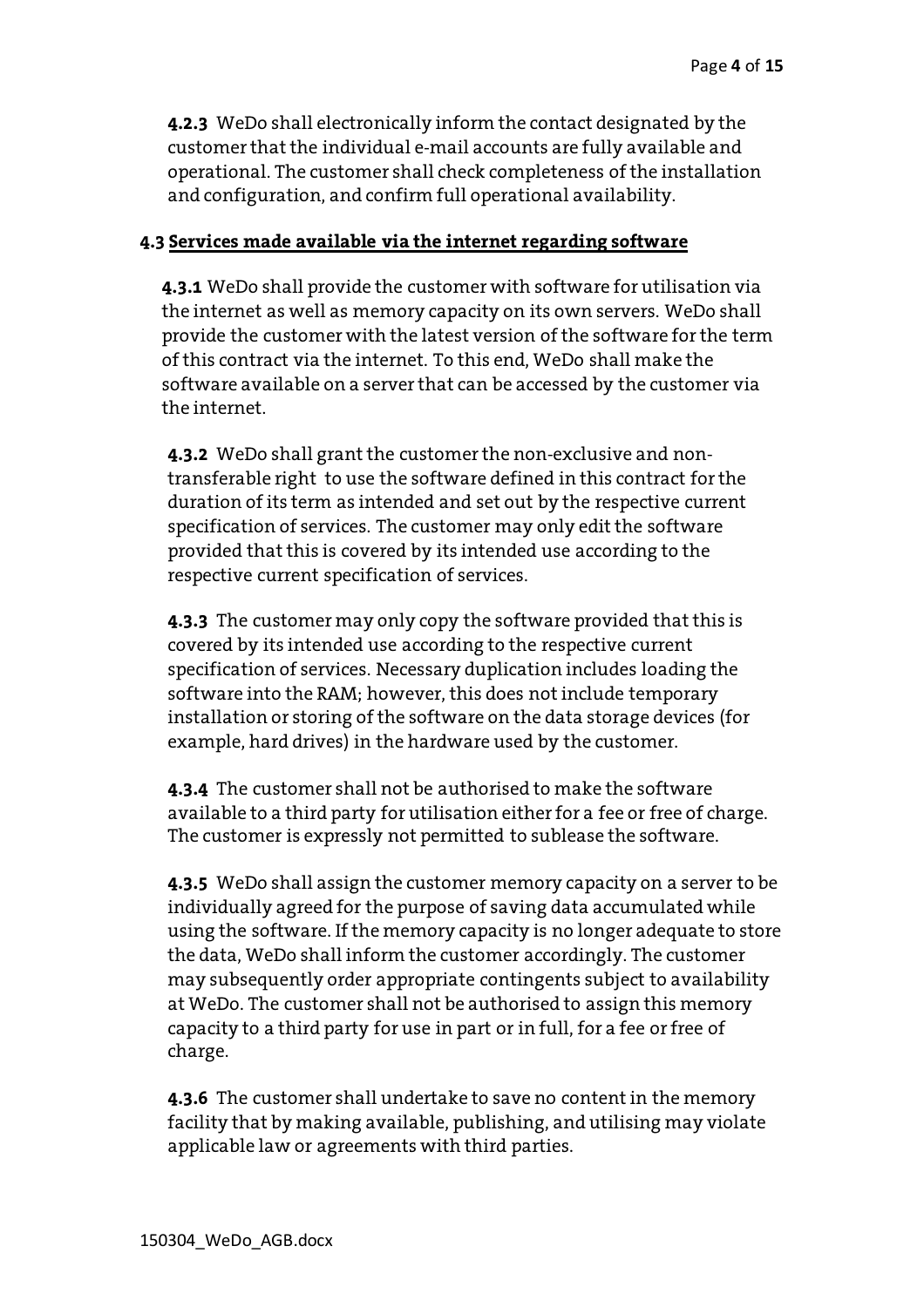**4.2.3** WeDo shall electronically inform the contact designated by the customer that the individual e-mail accounts are fully available and operational. The customer shall check completeness of the installation and configuration, and confirm full operational availability.

**4.3 <u>Services made available via the internet regarding software</u>**

**4.3.1** WeDo shall provide the customer with software for utilisation via the internet as well as memory capacity on its own servers. WeDo shall provide the customer with the latest version of the software for the term of this contract via the internet. To this end, WeDo shall make the software available on a server that can be accessed by the customer via the internet.

**4.3.2** WeDo shall grant the customer the non-exclusive and non-transferable right to use the software defined in this contract for the duration of its term as intended and set out by the respective current specification of services. The customer may only edit the software provided that this is covered by its intended use according to the respective current specification of services.

**4.3.3** The customer may only copy the software provided that this is covered by its intended use according to the respective current specification of services. Necessary duplication includes loading the software into the RAM; however, this does not include temporary installation or storing of the software on the data storage devices (for example, hard drives) in the hardware used by the customer.

**4.3.4** The customer shall not be authorised to make the software available to a third party for utilisation either for a fee or free of charge. The customer is expressly not permitted to sublease the software.

**4.3.5** WeDo shall assign the customer memory capacity on a server to be individually agreed for the purpose of saving data accumulated while using the software. If the memory capacity is no longer adequate to store the data, WeDo shall inform the customer accordingly. The customer may subsequently order appropriate contingents subject to availability at WeDo. The customer shall not be authorised to assign this memory capacity to a third party for use in part or in full, for a fee or free of charge.

**4.3.6** The customer shall undertake to save no content in the memory facility that by making available, publishing, and utilising may violate applicable law or agreements with third parties.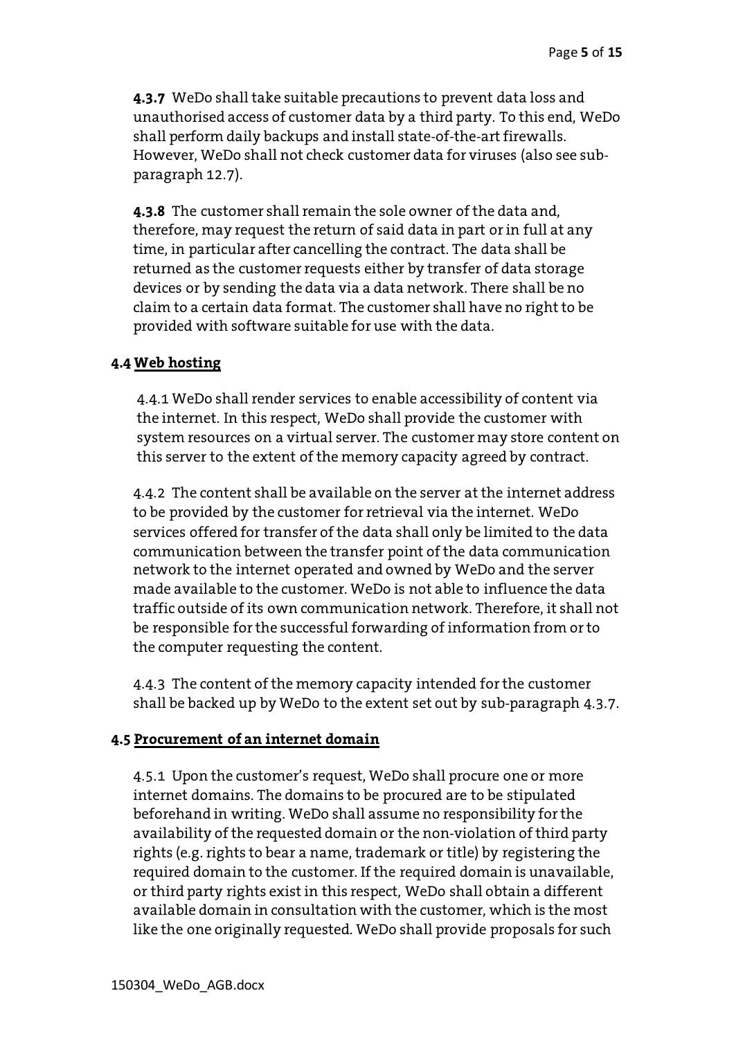**4.3.7** WeDo shall take suitable precautions to prevent data loss and unauthorised access of customer data by a third party. To this end, WeDo shall perform daily backups and install state-of-the-art firewalls. However, WeDo shall not check customer data for viruses (also see sub-paragraph 12.7).

**4.3.8** The customer shall remain the sole owner of the data and, therefore, may request the return of said data in part or in full at any time, in particular after cancelling the contract. The data shall be returned as the customer requests either by transfer of data storage devices or by sending the data via a data network. There shall be no claim to a certain data format. The customer shall have no right to be provided with software suitable for use with the data.

**4.4 <u>Web hosting</u>**

4.4.1 WeDo shall render services to enable accessibility of content via the internet. In this respect, WeDo shall provide the customer with system resources on a virtual server. The customer may store content on this server to the extent of the memory capacity agreed by contract.

4.4.2 The content shall be available on the server at the internet address to be provided by the customer for retrieval via the internet. WeDo services offered for transfer of the data shall only be limited to the data communication between the transfer point of the data communication network to the internet operated and owned by WeDo and the server made available to the customer. WeDo is not able to influence the data traffic outside of its own communication network. Therefore, it shall not be responsible for the successful forwarding of information from or to the computer requesting the content.

4.4.3 The content of the memory capacity intended for the customer shall be backed up by WeDo to the extent set out by sub-paragraph 4.3.7.

**4.5 <u>Procurement of an internet domain</u>**

4.5.1 Upon the customer's request, WeDo shall procure one or more internet domains. The domains to be procured are to be stipulated beforehand in writing. WeDo shall assume no responsibility for the availability of the requested domain or the non-violation of third party rights (e.g. rights to bear a name, trademark or title) by registering the required domain to the customer. If the required domain is unavailable, or third party rights exist in this respect, WeDo shall obtain a different available domain in consultation with the customer, which is the most like the one originally requested. WeDo shall provide proposals for such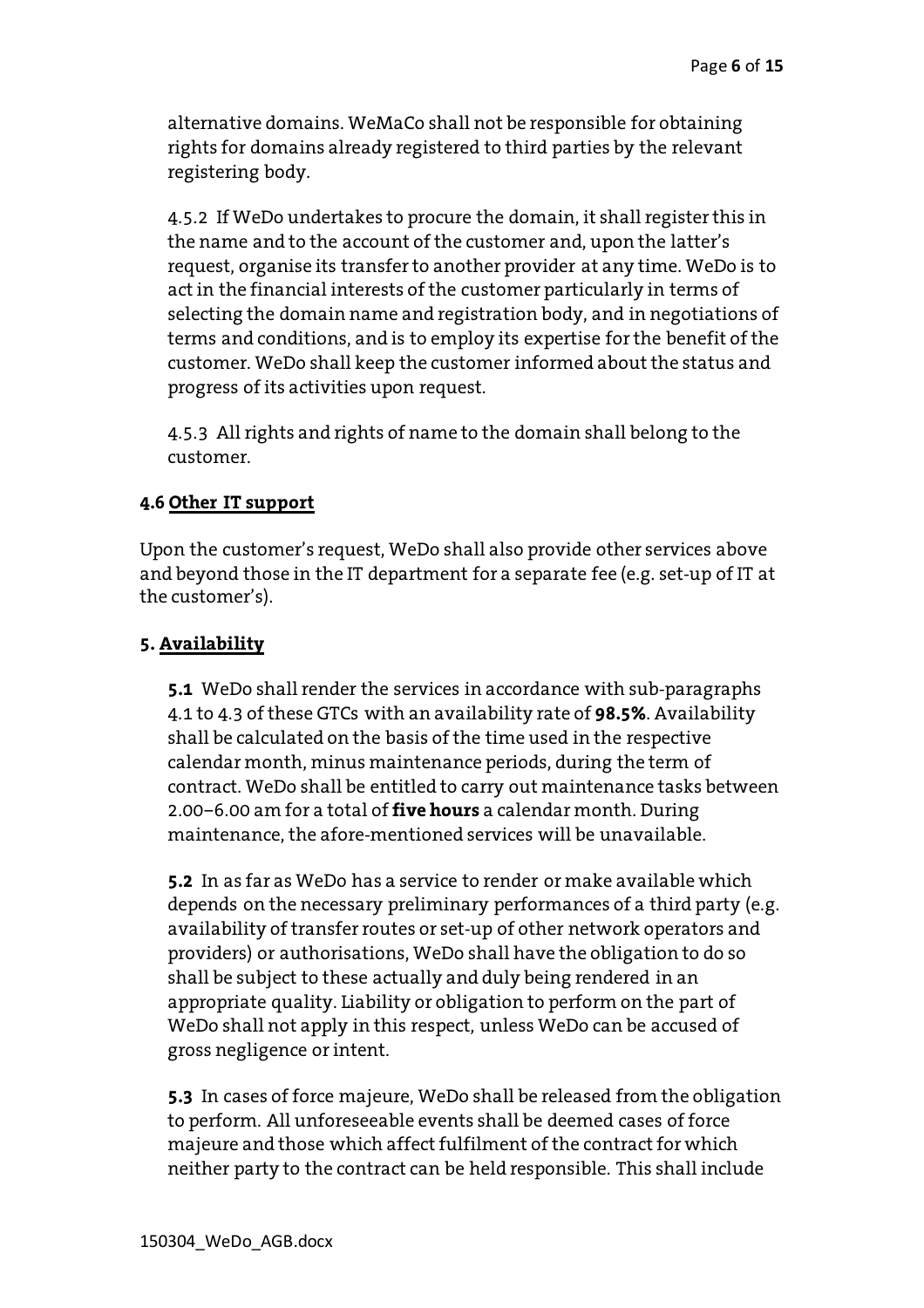alternative domains. WeMaCo shall not be responsible for obtaining rights for domains already registered to third parties by the relevant registering body.

4.5.2 If WeDo undertakes to procure the domain, it shall register this in the name and to the account of the customer and, upon the latter's request, organise its transfer to another provider at any time. WeDo is to act in the financial interests of the customer particularly in terms of selecting the domain name and registration body, and in negotiations of terms and conditions, and is to employ its expertise for the benefit of the customer. WeDo shall keep the customer informed about the status and progress of its activities upon request.

4.5.3 All rights and rights of name to the domain shall belong to the customer.

**4.6 <u>Other IT support</u>**

Upon the customer's request, WeDo shall also provide other services above and beyond those in the IT department for a separate fee (e.g. set-up of IT at the customer's).

## 5. <u>Availability</u>

**5.1** WeDo shall render the services in accordance with sub-paragraphs 4.1 to 4.3 of these GTCs with an availability rate of **98.5%**. Availability shall be calculated on the basis of the time used in the respective calendar month, minus maintenance periods, during the term of contract. WeDo shall be entitled to carry out maintenance tasks between 2.00–6.00 am for a total of **five hours** a calendar month. During maintenance, the afore-mentioned services will be unavailable.

**5.2** In as far as WeDo has a service to render or make available which depends on the necessary preliminary performances of a third party (e.g. availability of transfer routes or set-up of other network operators and providers) or authorisations, WeDo shall have the obligation to do so shall be subject to these actually and duly being rendered in an appropriate quality. Liability or obligation to perform on the part of WeDo shall not apply in this respect, unless WeDo can be accused of gross negligence or intent.

**5.3** In cases of force majeure, WeDo shall be released from the obligation to perform. All unforeseeable events shall be deemed cases of force majeure and those which affect fulfilment of the contract for which neither party to the contract can be held responsible. This shall include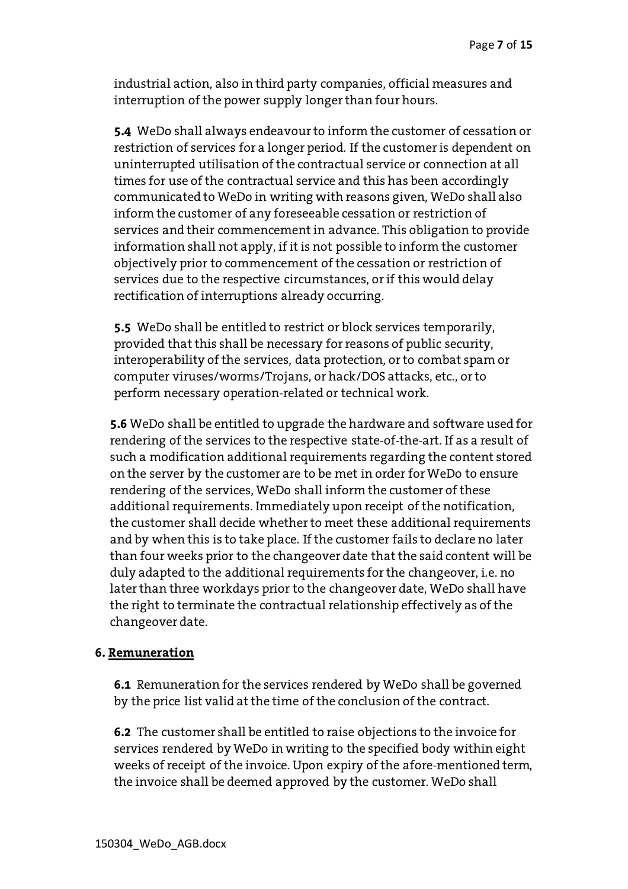industrial action, also in third party companies, official measures and interruption of the power supply longer than four hours.

**5.4** WeDo shall always endeavour to inform the customer of cessation or restriction of services for a longer period. If the customer is dependent on uninterrupted utilisation of the contractual service or connection at all times for use of the contractual service and this has been accordingly communicated to WeDo in writing with reasons given, WeDo shall also inform the customer of any foreseeable cessation or restriction of services and their commencement in advance. This obligation to provide information shall not apply, if it is not possible to inform the customer objectively prior to commencement of the cessation or restriction of services due to the respective circumstances, or if this would delay rectification of interruptions already occurring.

**5.5** WeDo shall be entitled to restrict or block services temporarily, provided that this shall be necessary for reasons of public security, interoperability of the services, data protection, or to combat spam or computer viruses/worms/Trojans, or hack/DOS attacks, etc., or to perform necessary operation-related or technical work.

**5.6** WeDo shall be entitled to upgrade the hardware and software used for rendering of the services to the respective state-of-the-art. If as a result of such a modification additional requirements regarding the content stored on the server by the customer are to be met in order for WeDo to ensure rendering of the services, WeDo shall inform the customer of these additional requirements. Immediately upon receipt of the notification, the customer shall decide whether to meet these additional requirements and by when this is to take place. If the customer fails to declare no later than four weeks prior to the changeover date that the said content will be duly adapted to the additional requirements for the changeover, i.e. no later than three workdays prior to the changeover date, WeDo shall have the right to terminate the contractual relationship effectively as of the changeover date.

## 6. Remuneration

**6.1** Remuneration for the services rendered by WeDo shall be governed by the price list valid at the time of the conclusion of the contract.

**6.2** The customer shall be entitled to raise objections to the invoice for services rendered by WeDo in writing to the specified body within eight weeks of receipt of the invoice. Upon expiry of the afore-mentioned term, the invoice shall be deemed approved by the customer. WeDo shall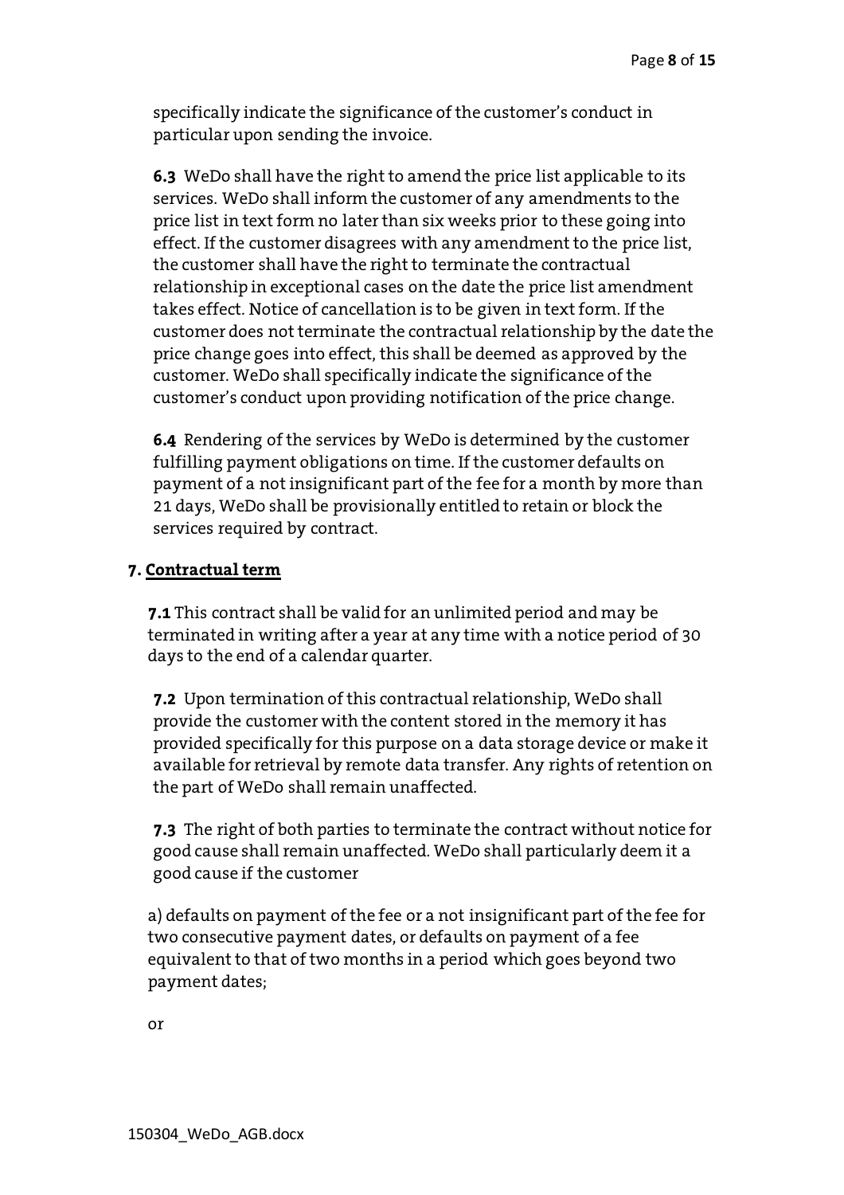specifically indicate the significance of the customer's conduct in particular upon sending the invoice.

**6.3** WeDo shall have the right to amend the price list applicable to its services. WeDo shall inform the customer of any amendments to the price list in text form no later than six weeks prior to these going into effect. If the customer disagrees with any amendment to the price list, the customer shall have the right to terminate the contractual relationship in exceptional cases on the date the price list amendment takes effect. Notice of cancellation is to be given in text form. If the customer does not terminate the contractual relationship by the date the price change goes into effect, this shall be deemed as approved by the customer. WeDo shall specifically indicate the significance of the customer's conduct upon providing notification of the price change.

**6.4** Rendering of the services by WeDo is determined by the customer fulfilling payment obligations on time. If the customer defaults on payment of a not insignificant part of the fee for a month by more than 21 days, WeDo shall be provisionally entitled to retain or block the services required by contract.

## 7. <u>Contractual term</u>

**7.1** This contract shall be valid for an unlimited period and may be terminated in writing after a year at any time with a notice period of 30 days to the end of a calendar quarter.

**7.2** Upon termination of this contractual relationship, WeDo shall provide the customer with the content stored in the memory it has provided specifically for this purpose on a data storage device or make it available for retrieval by remote data transfer. Any rights of retention on the part of WeDo shall remain unaffected.

**7.3** The right of both parties to terminate the contract without notice for good cause shall remain unaffected. WeDo shall particularly deem it a good cause if the customer

a) defaults on payment of the fee or a not insignificant part of the fee for two consecutive payment dates, or defaults on payment of a fee equivalent to that of two months in a period which goes beyond two payment dates;

or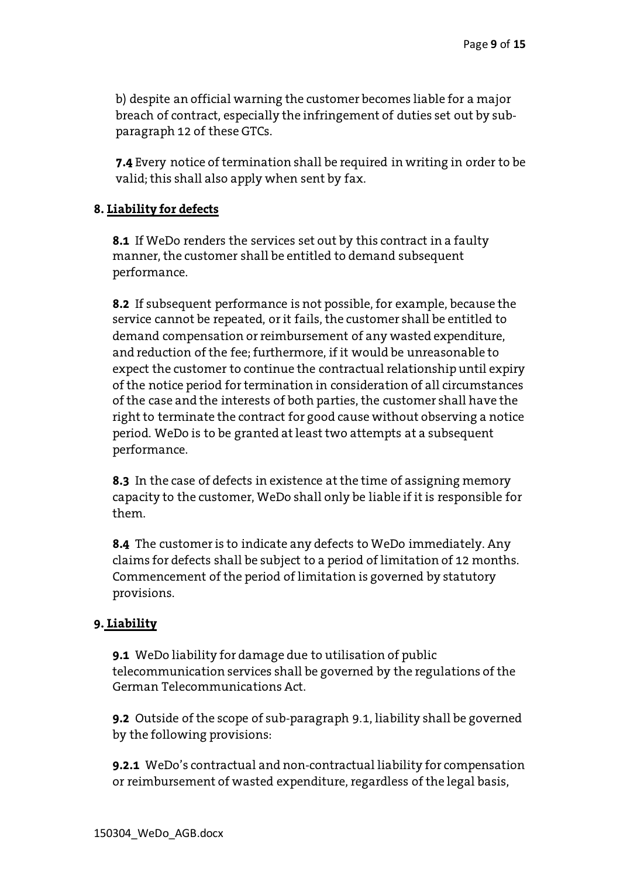b) despite an official warning the customer becomes liable for a major breach of contract, especially the infringement of duties set out by sub-paragraph 12 of these GTCs.

**7.4** Every notice of termination shall be required in writing in order to be valid; this shall also apply when sent by fax.

## 8. Liability for defects

**8.1** If WeDo renders the services set out by this contract in a faulty manner, the customer shall be entitled to demand subsequent performance.

**8.2** If subsequent performance is not possible, for example, because the service cannot be repeated, or it fails, the customer shall be entitled to demand compensation or reimbursement of any wasted expenditure, and reduction of the fee; furthermore, if it would be unreasonable to expect the customer to continue the contractual relationship until expiry of the notice period for termination in consideration of all circumstances of the case and the interests of both parties, the customer shall have the right to terminate the contract for good cause without observing a notice period. WeDo is to be granted at least two attempts at a subsequent performance.

**8.3** In the case of defects in existence at the time of assigning memory capacity to the customer, WeDo shall only be liable if it is responsible for them.

**8.4** The customer is to indicate any defects to WeDo immediately. Any claims for defects shall be subject to a period of limitation of 12 months. Commencement of the period of limitation is governed by statutory provisions.

## 9. Liability

**9.1** WeDo liability for damage due to utilisation of public telecommunication services shall be governed by the regulations of the German Telecommunications Act.

**9.2** Outside of the scope of sub-paragraph 9.1, liability shall be governed by the following provisions:

**9.2.1** WeDo's contractual and non-contractual liability for compensation or reimbursement of wasted expenditure, regardless of the legal basis,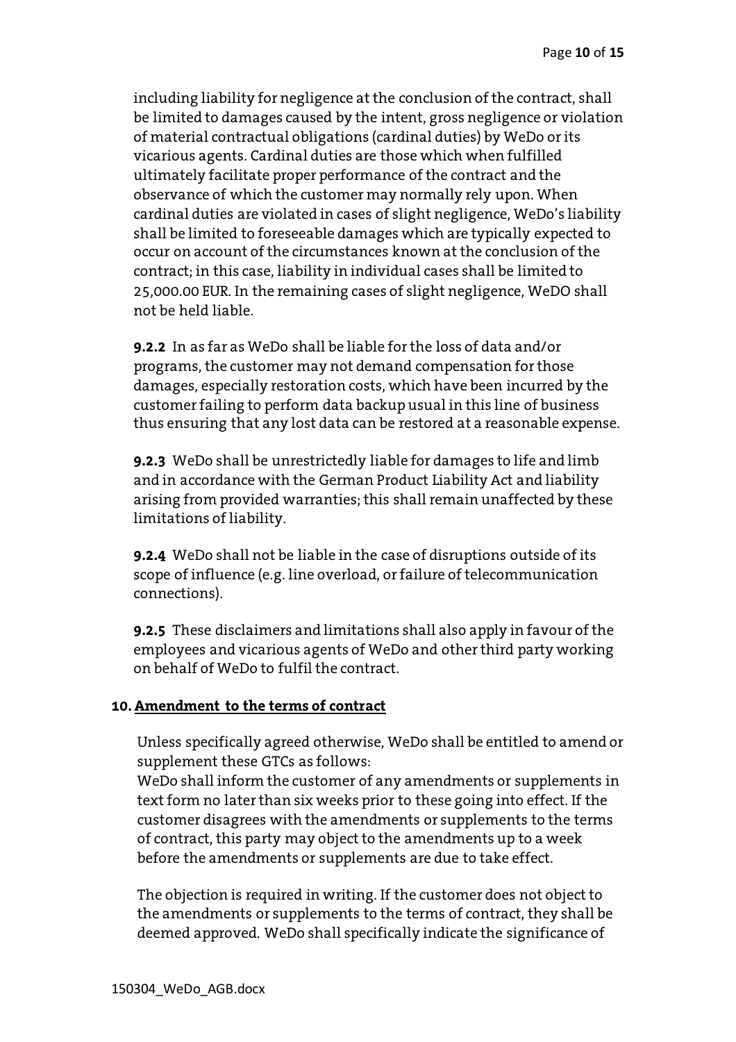including liability for negligence at the conclusion of the contract, shall be limited to damages caused by the intent, gross negligence or violation of material contractual obligations (cardinal duties) by WeDo or its vicarious agents. Cardinal duties are those which when fulfilled ultimately facilitate proper performance of the contract and the observance of which the customer may normally rely upon. When cardinal duties are violated in cases of slight negligence, WeDo's liability shall be limited to foreseeable damages which are typically expected to occur on account of the circumstances known at the conclusion of the contract; in this case, liability in individual cases shall be limited to 25,000.00 EUR. In the remaining cases of slight negligence, WeDO shall not be held liable.

**9.2.2** In as far as WeDo shall be liable for the loss of data and/or programs, the customer may not demand compensation for those damages, especially restoration costs, which have been incurred by the customer failing to perform data backup usual in this line of business thus ensuring that any lost data can be restored at a reasonable expense.

**9.2.3** WeDo shall be unrestrictedly liable for damages to life and limb and in accordance with the German Product Liability Act and liability arising from provided warranties; this shall remain unaffected by these limitations of liability.

**9.2.4** WeDo shall not be liable in the case of disruptions outside of its scope of influence (e.g. line overload, or failure of telecommunication connections).

**9.2.5** These disclaimers and limitations shall also apply in favour of the employees and vicarious agents of WeDo and other third party working on behalf of WeDo to fulfil the contract.

## 10. Amendment to the terms of contract

Unless specifically agreed otherwise, WeDo shall be entitled to amend or supplement these GTCs as follows:
WeDo shall inform the customer of any amendments or supplements in text form no later than six weeks prior to these going into effect. If the customer disagrees with the amendments or supplements to the terms of contract, this party may object to the amendments up to a week before the amendments or supplements are due to take effect.

The objection is required in writing. If the customer does not object to the amendments or supplements to the terms of contract, they shall be deemed approved. WeDo shall specifically indicate the significance of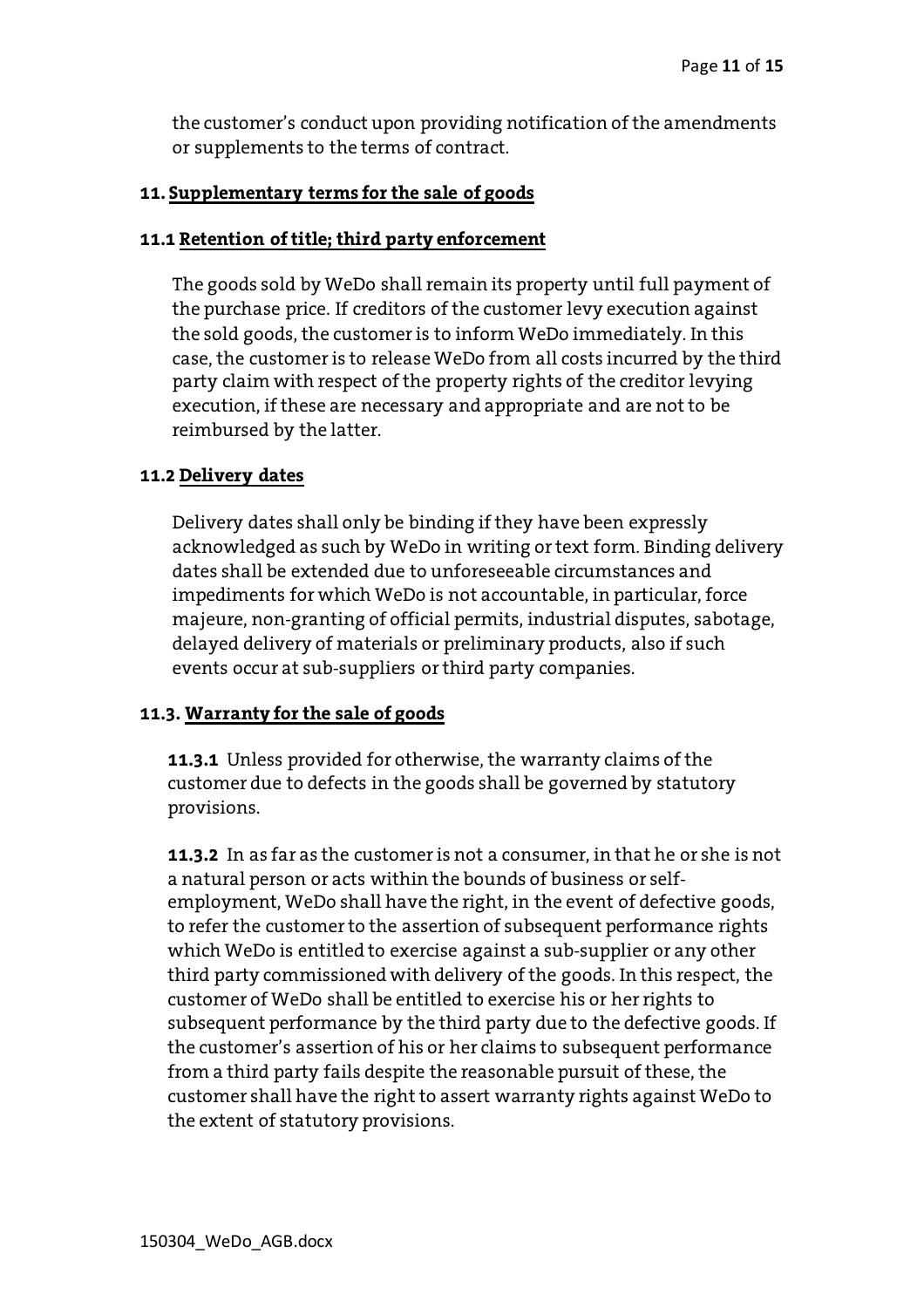the customer's conduct upon providing notification of the amendments or supplements to the terms of contract.

## 11. Supplementary terms for the sale of goods

### 11.1 Retention of title; third party enforcement

The goods sold by WeDo shall remain its property until full payment of the purchase price. If creditors of the customer levy execution against the sold goods, the customer is to inform WeDo immediately. In this case, the customer is to release WeDo from all costs incurred by the third party claim with respect of the property rights of the creditor levying execution, if these are necessary and appropriate and are not to be reimbursed by the latter.

### 11.2 Delivery dates

Delivery dates shall only be binding if they have been expressly acknowledged as such by WeDo in writing or text form. Binding delivery dates shall be extended due to unforeseeable circumstances and impediments for which WeDo is not accountable, in particular, force majeure, non-granting of official permits, industrial disputes, sabotage, delayed delivery of materials or preliminary products, also if such events occur at sub-suppliers or third party companies.

### 11.3. Warranty for the sale of goods

**11.3.1** Unless provided for otherwise, the warranty claims of the customer due to defects in the goods shall be governed by statutory provisions.

**11.3.2** In as far as the customer is not a consumer, in that he or she is not a natural person or acts within the bounds of business or self-employment, WeDo shall have the right, in the event of defective goods, to refer the customer to the assertion of subsequent performance rights which WeDo is entitled to exercise against a sub-supplier or any other third party commissioned with delivery of the goods. In this respect, the customer of WeDo shall be entitled to exercise his or her rights to subsequent performance by the third party due to the defective goods. If the customer's assertion of his or her claims to subsequent performance from a third party fails despite the reasonable pursuit of these, the customer shall have the right to assert warranty rights against WeDo to the extent of statutory provisions.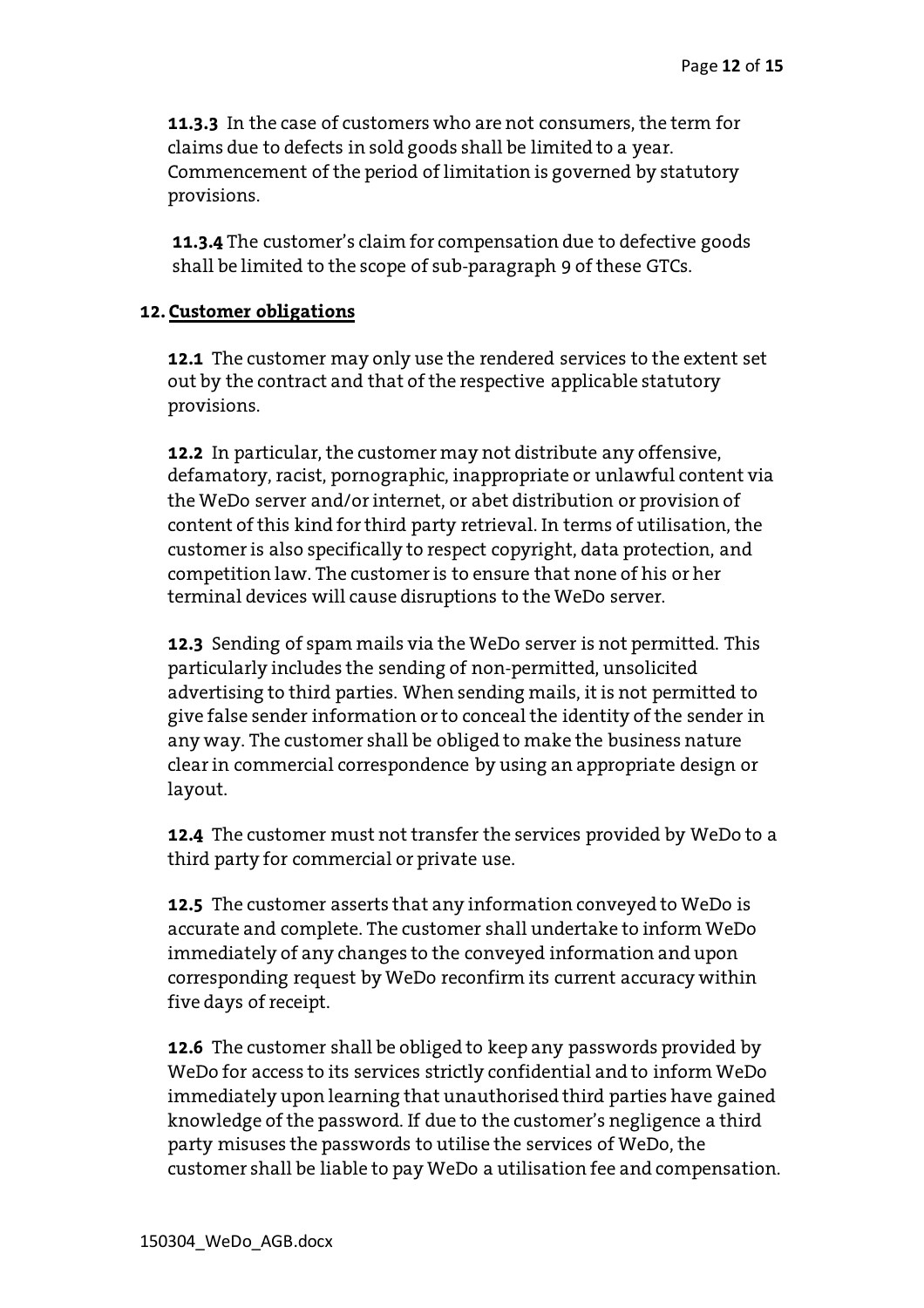**11.3.3** In the case of customers who are not consumers, the term for claims due to defects in sold goods shall be limited to a year. Commencement of the period of limitation is governed by statutory provisions.

**11.3.4** The customer's claim for compensation due to defective goods shall be limited to the scope of sub-paragraph 9 of these GTCs.

## 12. Customer obligations

**12.1** The customer may only use the rendered services to the extent set out by the contract and that of the respective applicable statutory provisions.

**12.2** In particular, the customer may not distribute any offensive, defamatory, racist, pornographic, inappropriate or unlawful content via the WeDo server and/or internet, or abet distribution or provision of content of this kind for third party retrieval. In terms of utilisation, the customer is also specifically to respect copyright, data protection, and competition law. The customer is to ensure that none of his or her terminal devices will cause disruptions to the WeDo server.

**12.3** Sending of spam mails via the WeDo server is not permitted. This particularly includes the sending of non-permitted, unsolicited advertising to third parties. When sending mails, it is not permitted to give false sender information or to conceal the identity of the sender in any way. The customer shall be obliged to make the business nature clear in commercial correspondence by using an appropriate design or layout.

**12.4** The customer must not transfer the services provided by WeDo to a third party for commercial or private use.

**12.5** The customer asserts that any information conveyed to WeDo is accurate and complete. The customer shall undertake to inform WeDo immediately of any changes to the conveyed information and upon corresponding request by WeDo reconfirm its current accuracy within five days of receipt.

**12.6** The customer shall be obliged to keep any passwords provided by WeDo for access to its services strictly confidential and to inform WeDo immediately upon learning that unauthorised third parties have gained knowledge of the password. If due to the customer's negligence a third party misuses the passwords to utilise the services of WeDo, the customer shall be liable to pay WeDo a utilisation fee and compensation.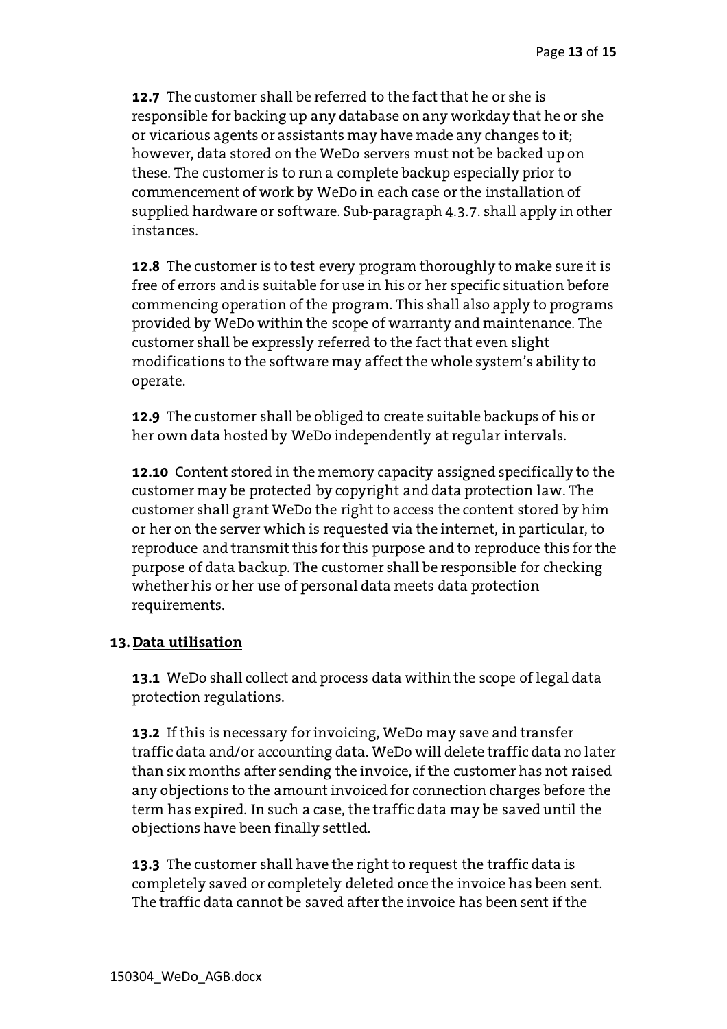**12.7** The customer shall be referred to the fact that he or she is responsible for backing up any database on any workday that he or she or vicarious agents or assistants may have made any changes to it; however, data stored on the WeDo servers must not be backed up on these. The customer is to run a complete backup especially prior to commencement of work by WeDo in each case or the installation of supplied hardware or software. Sub-paragraph 4.3.7. shall apply in other instances.

**12.8** The customer is to test every program thoroughly to make sure it is free of errors and is suitable for use in his or her specific situation before commencing operation of the program. This shall also apply to programs provided by WeDo within the scope of warranty and maintenance. The customer shall be expressly referred to the fact that even slight modifications to the software may affect the whole system's ability to operate.

**12.9** The customer shall be obliged to create suitable backups of his or her own data hosted by WeDo independently at regular intervals.

**12.10** Content stored in the memory capacity assigned specifically to the customer may be protected by copyright and data protection law. The customer shall grant WeDo the right to access the content stored by him or her on the server which is requested via the internet, in particular, to reproduce and transmit this for this purpose and to reproduce this for the purpose of data backup. The customer shall be responsible for checking whether his or her use of personal data meets data protection requirements.

## 13. Data utilisation

**13.1** WeDo shall collect and process data within the scope of legal data protection regulations.

**13.2** If this is necessary for invoicing, WeDo may save and transfer traffic data and/or accounting data. WeDo will delete traffic data no later than six months after sending the invoice, if the customer has not raised any objections to the amount invoiced for connection charges before the term has expired. In such a case, the traffic data may be saved until the objections have been finally settled.

**13.3** The customer shall have the right to request the traffic data is completely saved or completely deleted once the invoice has been sent. The traffic data cannot be saved after the invoice has been sent if the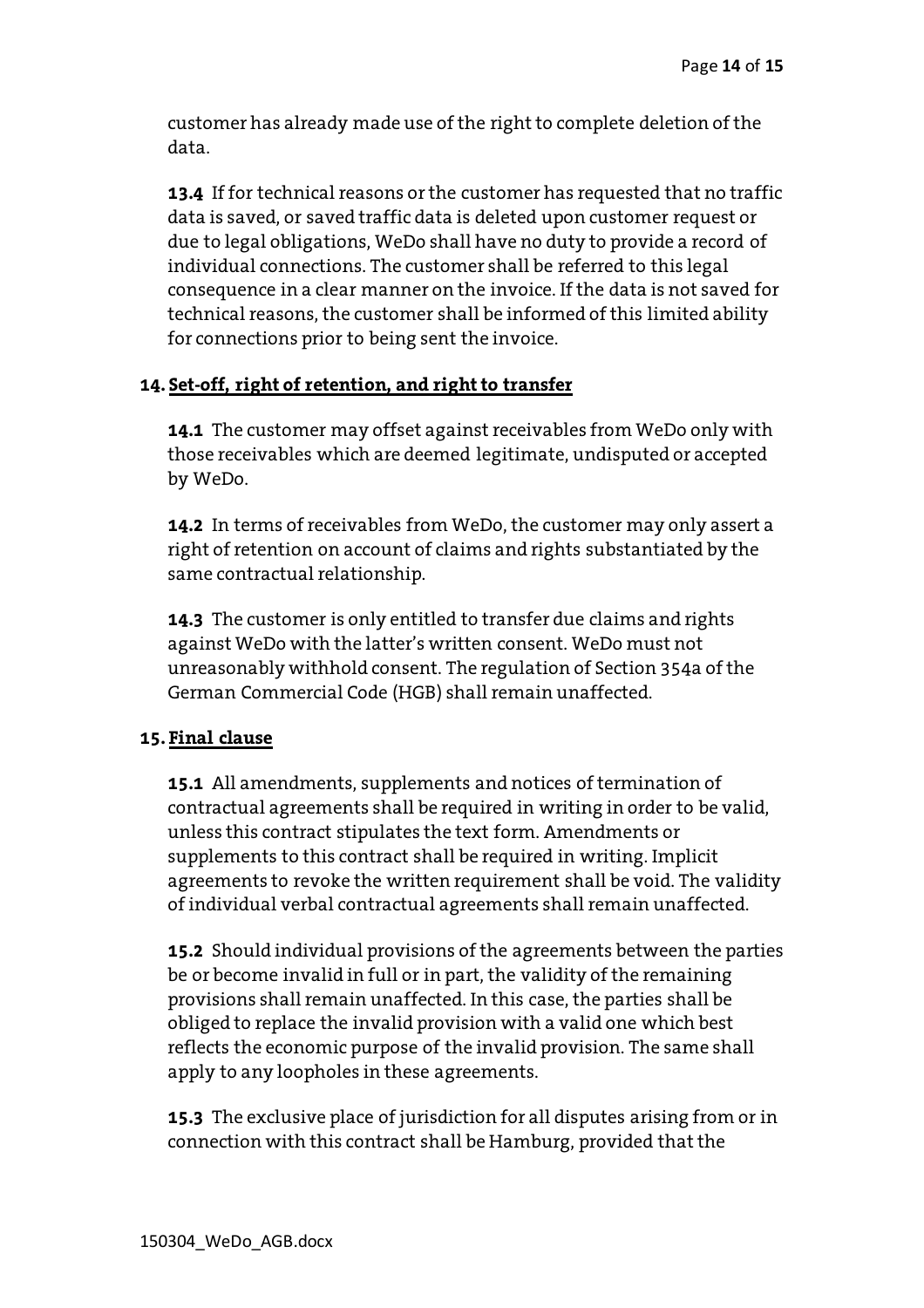customer has already made use of the right to complete deletion of the data.

**13.4** If for technical reasons or the customer has requested that no traffic data is saved, or saved traffic data is deleted upon customer request or due to legal obligations, WeDo shall have no duty to provide a record of individual connections. The customer shall be referred to this legal consequence in a clear manner on the invoice. If the data is not saved for technical reasons, the customer shall be informed of this limited ability for connections prior to being sent the invoice.

## 14. Set-off, right of retention, and right to transfer

**14.1** The customer may offset against receivables from WeDo only with those receivables which are deemed legitimate, undisputed or accepted by WeDo.

**14.2** In terms of receivables from WeDo, the customer may only assert a right of retention on account of claims and rights substantiated by the same contractual relationship.

**14.3** The customer is only entitled to transfer due claims and rights against WeDo with the latter's written consent. WeDo must not unreasonably withhold consent. The regulation of Section 354a of the German Commercial Code (HGB) shall remain unaffected.

## 15. Final clause

**15.1** All amendments, supplements and notices of termination of contractual agreements shall be required in writing in order to be valid, unless this contract stipulates the text form. Amendments or supplements to this contract shall be required in writing. Implicit agreements to revoke the written requirement shall be void. The validity of individual verbal contractual agreements shall remain unaffected.

**15.2** Should individual provisions of the agreements between the parties be or become invalid in full or in part, the validity of the remaining provisions shall remain unaffected. In this case, the parties shall be obliged to replace the invalid provision with a valid one which best reflects the economic purpose of the invalid provision. The same shall apply to any loopholes in these agreements.

**15.3** The exclusive place of jurisdiction for all disputes arising from or in connection with this contract shall be Hamburg, provided that the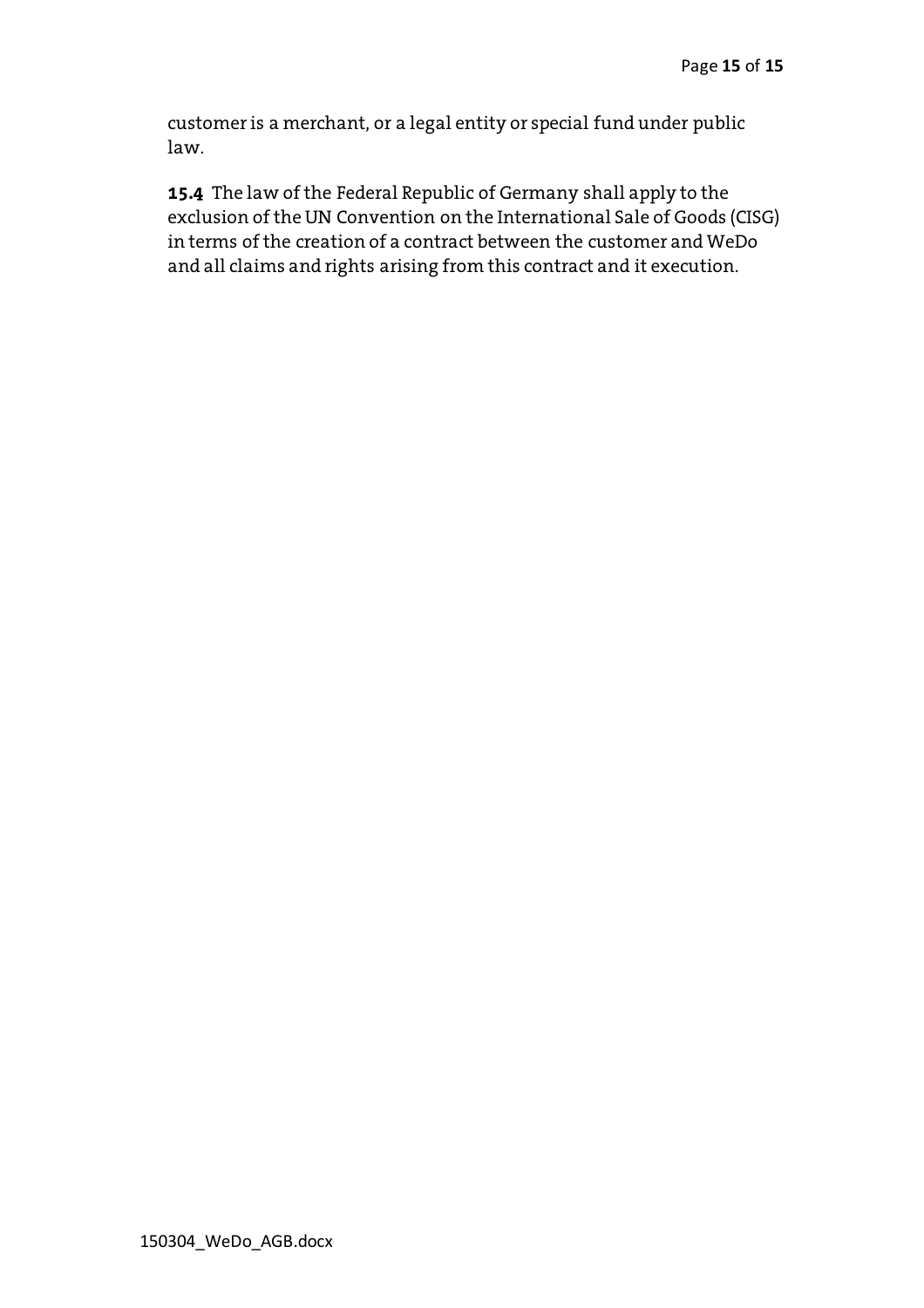customer is a merchant, or a legal entity or special fund under public law.

**15.4** The law of the Federal Republic of Germany shall apply to the exclusion of the UN Convention on the International Sale of Goods (CISG) in terms of the creation of a contract between the customer and WeDo and all claims and rights arising from this contract and it execution.